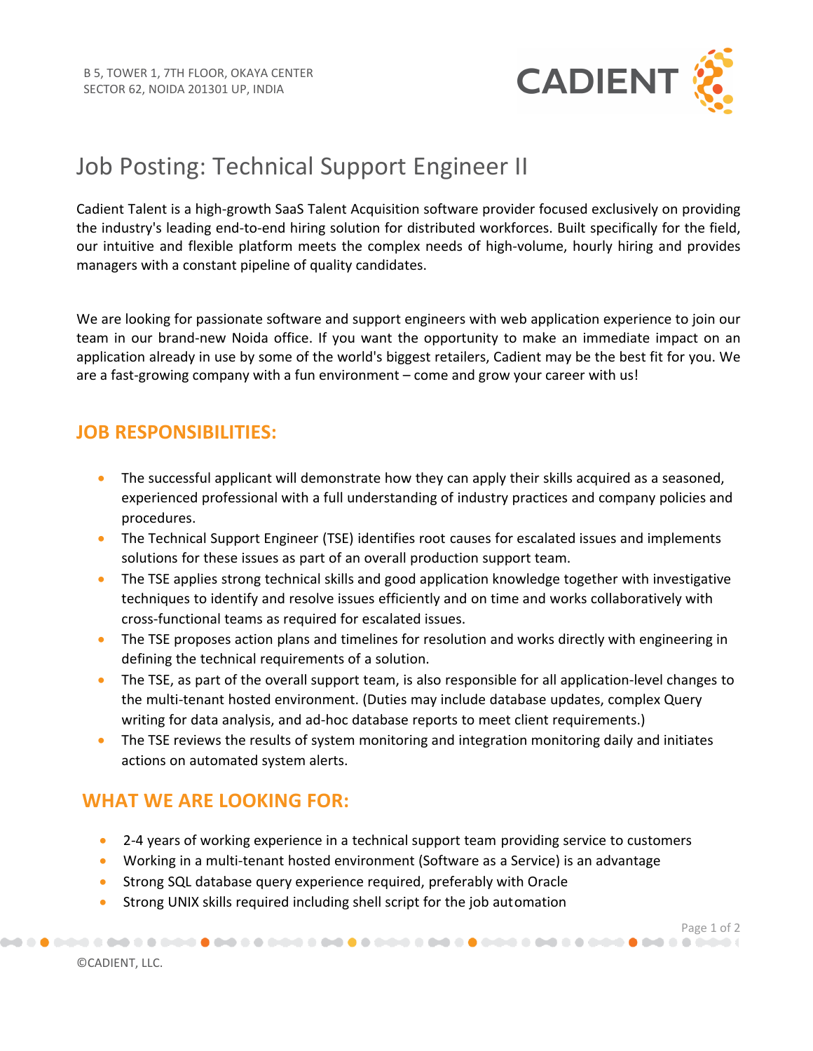B 5, TOWER 1, 7TH FLOOR, OKAYA CENTER
SECTOR 62, NOIDA 201301 UP, INDIA

CADIENT

# Job Posting: Technical Support Engineer II

Cadient Talent is a high-growth SaaS Talent Acquisition software provider focused exclusively on providing the industry's leading end-to-end hiring solution for distributed workforces. Built specifically for the field, our intuitive and flexible platform meets the complex needs of high-volume, hourly hiring and provides managers with a constant pipeline of quality candidates.

We are looking for passionate software and support engineers with web application experience to join our team in our brand-new Noida office. If you want the opportunity to make an immediate impact on an application already in use by some of the world's biggest retailers, Cadient may be the best fit for you. We are a fast-growing company with a fun environment – come and grow your career with us!

## JOB RESPONSIBILITIES:

- The successful applicant will demonstrate how they can apply their skills acquired as a seasoned, experienced professional with a full understanding of industry practices and company policies and procedures.
- The Technical Support Engineer (TSE) identifies root causes for escalated issues and implements solutions for these issues as part of an overall production support team.
- The TSE applies strong technical skills and good application knowledge together with investigative techniques to identify and resolve issues efficiently and on time and works collaboratively with cross-functional teams as required for escalated issues.
- The TSE proposes action plans and timelines for resolution and works directly with engineering in defining the technical requirements of a solution.
- The TSE, as part of the overall support team, is also responsible for all application-level changes to the multi-tenant hosted environment. (Duties may include database updates, complex Query writing for data analysis, and ad-hoc database reports to meet client requirements.)
- The TSE reviews the results of system monitoring and integration monitoring daily and initiates actions on automated system alerts.

## WHAT WE ARE LOOKING FOR:

- 2-4 years of working experience in a technical support team providing service to customers
- Working in a multi-tenant hosted environment (Software as a Service) is an advantage
- Strong SQL database query experience required, preferably with Oracle
- Strong UNIX skills required including shell script for the job automation

©CADIENT, LLC.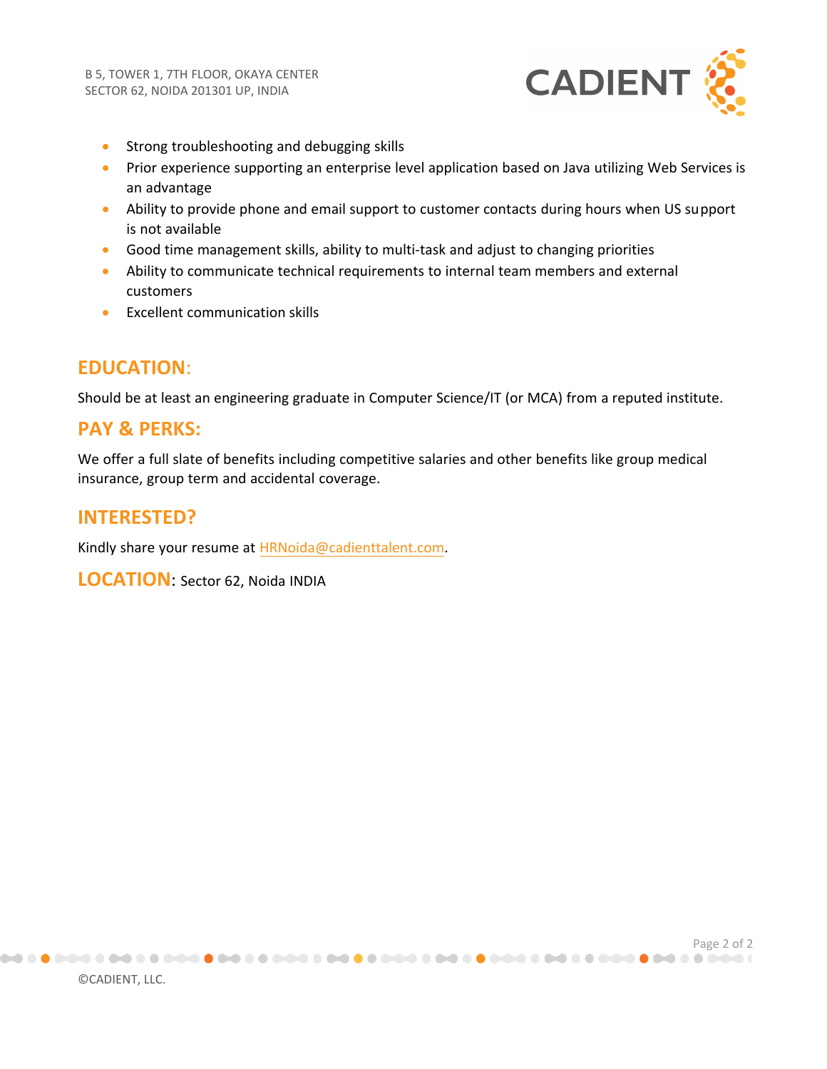- Strong troubleshooting and debugging skills
- Prior experience supporting an enterprise level application based on Java utilizing Web Services is an advantage
- Ability to provide phone and email support to customer contacts during hours when US support is not available
- Good time management skills, ability to multi-task and adjust to changing priorities
- Ability to communicate technical requirements to internal team members and external customers
- Excellent communication skills

## EDUCATION:

Should be at least an engineering graduate in Computer Science/IT (or MCA) from a reputed institute.

## PAY & PERKS:

We offer a full slate of benefits including competitive salaries and other benefits like group medical insurance, group term and accidental coverage.

## INTERESTED?

Kindly share your resume at HRNoida@cadienttalent.com.

**LOCATION**: Sector 62, Noida INDIA